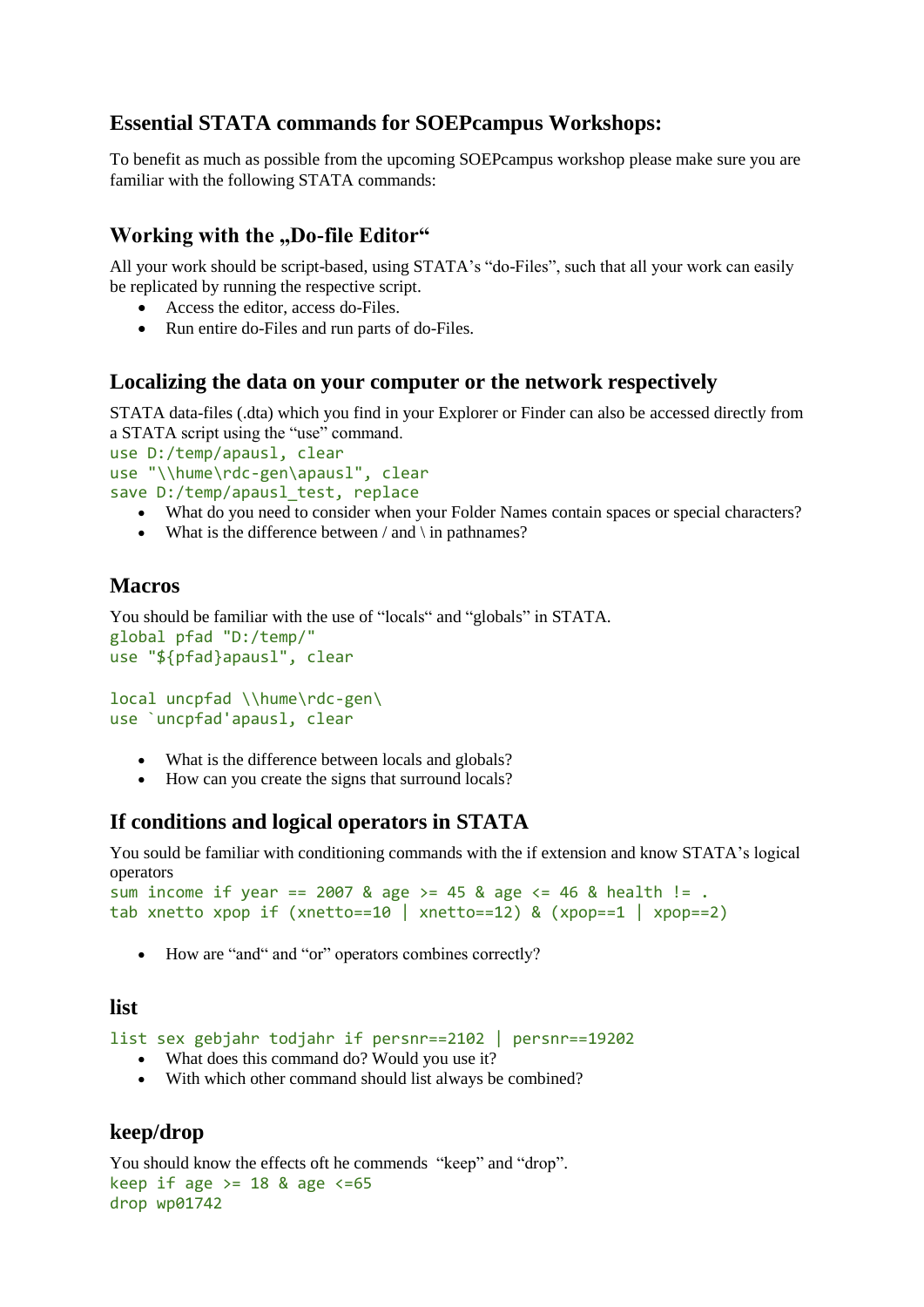## Essential STATA commands for SOEPcampus Workshops:

To benefit as much as possible from the upcoming SOEPcampus workshop please make sure you are familiar with the following STATA commands:

### Working with the „Do-file Editor“

All your work should be script-based, using STATA’s “do-Files”, such that all your work can easily be replicated by running the respective script.

- Access the editor, access do-Files.
- Run entire do-Files and run parts of do-Files.

### Localizing the data on your computer or the network respectively

STATA data-files (.dta) which you find in your Explorer or Finder can also be accessed directly from a STATA script using the “use” command.

```
use D:/temp/apausl, clear
use "\\hume\rdc-gen\apausl", clear
save D:/temp/apausl_test, replace
```

- What do you need to consider when your Folder Names contain spaces or special characters?
- What is the difference between / and \ in pathnames?

### Macros

You should be familiar with the use of “locals“ and “globals” in STATA.

```
global pfad "D:/temp/"
use "${pfad}apausl", clear

local uncpfad \\hume\rdc-gen\
use `uncpfad'apausl, clear
```

- What is the difference between locals and globals?
- How can you create the signs that surround locals?

### If conditions and logical operators in STATA

You sould be familiar with conditioning commands with the if extension and know STATA’s logical operators

```
sum income if year == 2007 & age >= 45 & age <= 46 & health != .
tab xnetto xpop if (xnetto==10 | xnetto==12) & (xpop==1 | xpop==2)
```

- How are “and“ and “or” operators combines correctly?

### list

```
list sex gebjahr todjahr if persnr==2102 | persnr==19202
```

- What does this command do? Would you use it?
- With which other command should list always be combined?

### keep/drop

You should know the effects oft he commends “keep” and “drop”.

```
keep if age >= 18 & age <=65
drop wp01742
```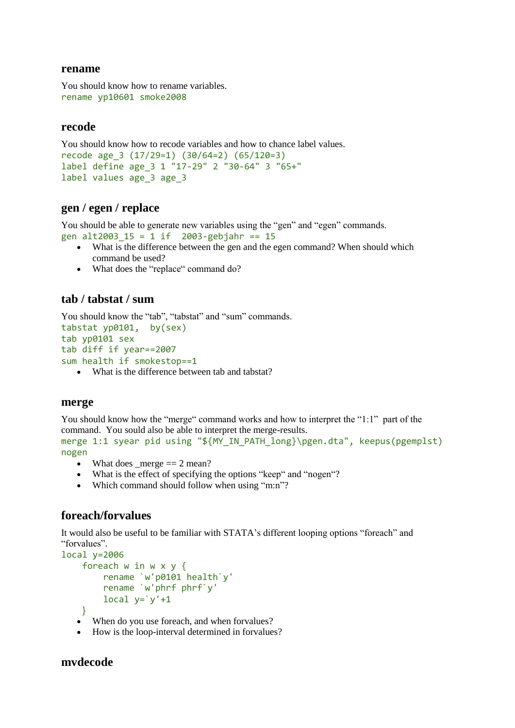### rename

You should know how to rename variables.

```
rename yp10601 smoke2008
```

### recode

You should know how to recode variables and how to chance label values.

```
recode age_3 (17/29=1) (30/64=2) (65/120=3)
label define age_3 1 "17-29" 2 "30-64" 3 "65+"
label values age_3 age_3
```

### gen / egen / replace

You should be able to generate new variables using the “gen” and “egen” commands.

```
gen alt2003_15 = 1 if  2003-gebjahr == 15
```

- What is the difference between the gen and the egen command? When should which command be used?
- What does the “replace“ command do?

### tab / tabstat / sum

You should know the “tab”, “tabstat” and “sum” commands.

```
tabstat yp0101,  by(sex)
tab yp0101 sex
tab diff if year==2007
sum health if smokestop==1
```

- What is the difference between tab and tabstat?

### merge

You should know how the “merge“ command works and how to interpret the “1:1”  part of the command.  You sould also be able to interpret the merge-results.

```
merge 1:1 syear pid using "${MY_IN_PATH_long}\pgen.dta", keepus(pgemplst)
nogen
```

- What does _merge == 2 mean?
- What is the effect of specifying the options “keep“ and “nogen“?
- Which command should follow when using “m:n”?

### foreach/forvalues

It would also be useful to be familiar with STATA’s different looping options “foreach” and “forvalues”.

```
local y=2006
    foreach w in w x y {
        rename `w'p0101 health`y'
        rename `w'phrf phrf`y'
        local y=`y'+1
    }
```

- When do you use foreach, and when forvalues?
- How is the loop-interval determined in forvalues?

### mvdecode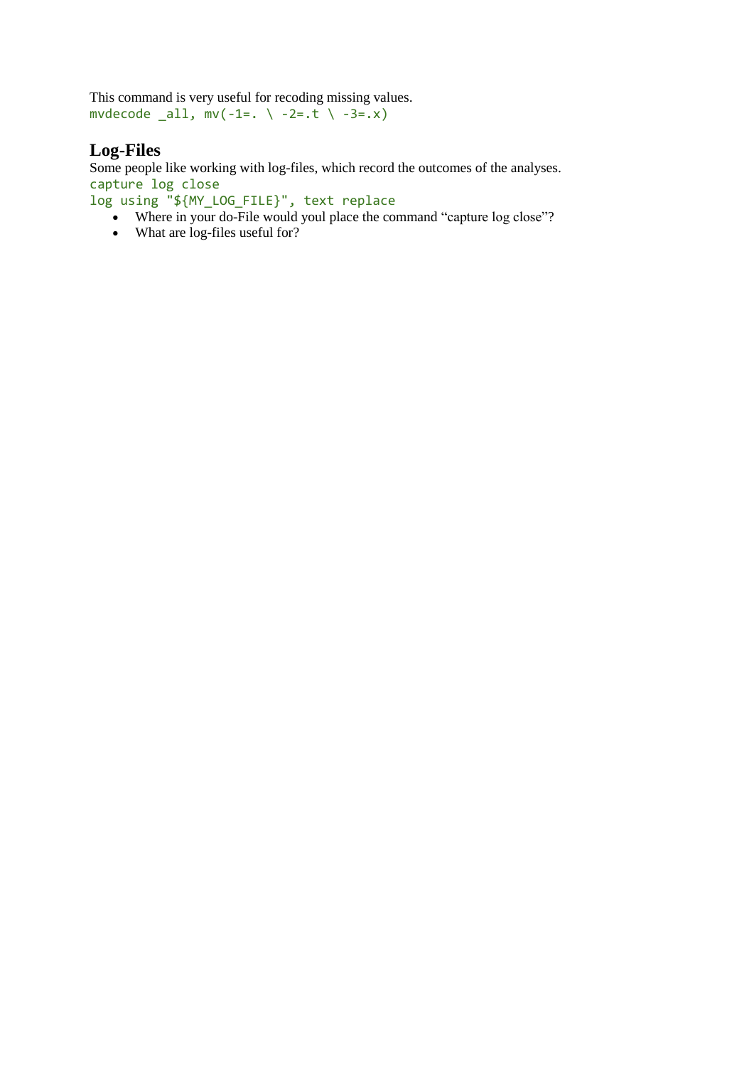This command is very useful for recoding missing values.

```
mvdecode _all, mv(-1=. \ -2=.t \ -3=.x)
```

## Log-Files

Some people like working with log-files, which record the outcomes of the analyses.

```
capture log close
log using "${MY_LOG_FILE}", text replace
```

- Where in your do-File would youl place the command “capture log close”?
- What are log-files useful for?